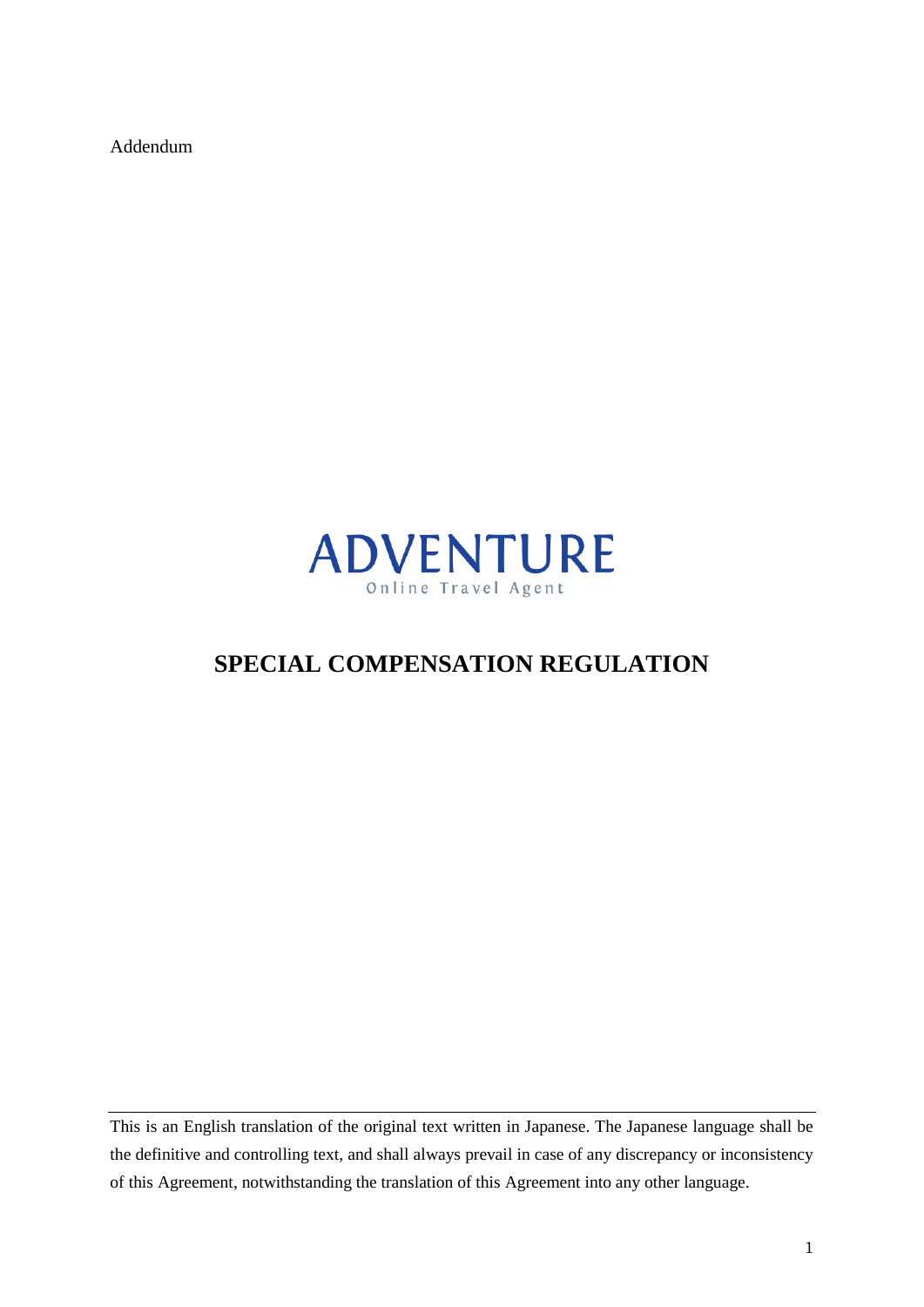Addendum

ADVENTURE

Online Travel Agent

# SPECIAL COMPENSATION REGULATION

This is an English translation of the original text written in Japanese. The Japanese language shall be the definitive and controlling text, and shall always prevail in case of any discrepancy or inconsistency of this Agreement, notwithstanding the translation of this Agreement into any other language.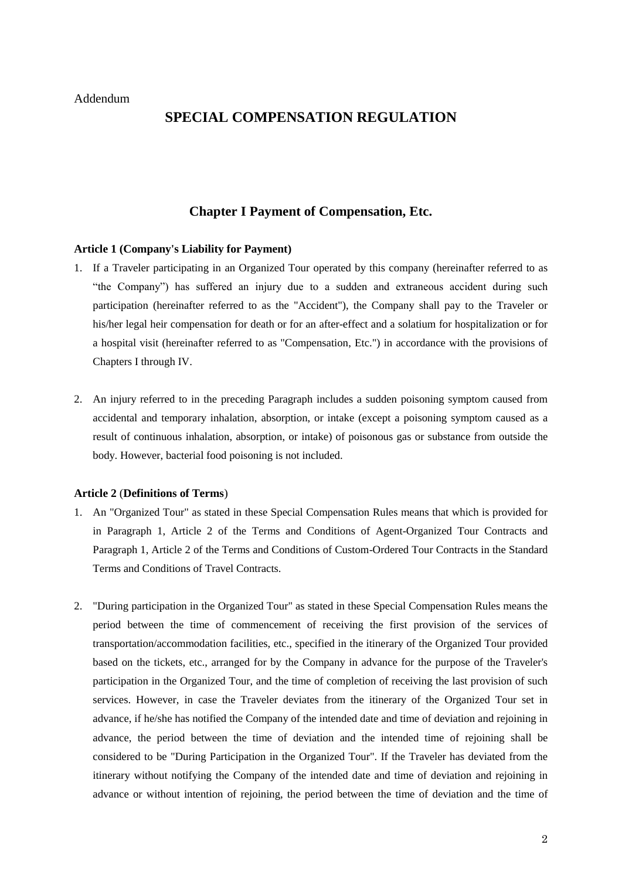Addendum

# SPECIAL COMPENSATION REGULATION

## Chapter I Payment of Compensation, Etc.

**Article 1 (Company's Liability for Payment)**

1. If a Traveler participating in an Organized Tour operated by this company (hereinafter referred to as “the Company”) has suffered an injury due to a sudden and extraneous accident during such participation (hereinafter referred to as the "Accident"), the Company shall pay to the Traveler or his/her legal heir compensation for death or for an after-effect and a solatium for hospitalization or for a hospital visit (hereinafter referred to as "Compensation, Etc.") in accordance with the provisions of Chapters I through IV.

2. An injury referred to in the preceding Paragraph includes a sudden poisoning symptom caused from accidental and temporary inhalation, absorption, or intake (except a poisoning symptom caused as a result of continuous inhalation, absorption, or intake) of poisonous gas or substance from outside the body. However, bacterial food poisoning is not included.

**Article 2** (**Definitions of Terms**)

1. An "Organized Tour" as stated in these Special Compensation Rules means that which is provided for in Paragraph 1, Article 2 of the Terms and Conditions of Agent-Organized Tour Contracts and Paragraph 1, Article 2 of the Terms and Conditions of Custom-Ordered Tour Contracts in the Standard Terms and Conditions of Travel Contracts.

2. "During participation in the Organized Tour" as stated in these Special Compensation Rules means the period between the time of commencement of receiving the first provision of the services of transportation/accommodation facilities, etc., specified in the itinerary of the Organized Tour provided based on the tickets, etc., arranged for by the Company in advance for the purpose of the Traveler's participation in the Organized Tour, and the time of completion of receiving the last provision of such services. However, in case the Traveler deviates from the itinerary of the Organized Tour set in advance, if he/she has notified the Company of the intended date and time of deviation and rejoining in advance, the period between the time of deviation and the intended time of rejoining shall be considered to be "During Participation in the Organized Tour". If the Traveler has deviated from the itinerary without notifying the Company of the intended date and time of deviation and rejoining in advance or without intention of rejoining, the period between the time of deviation and the time of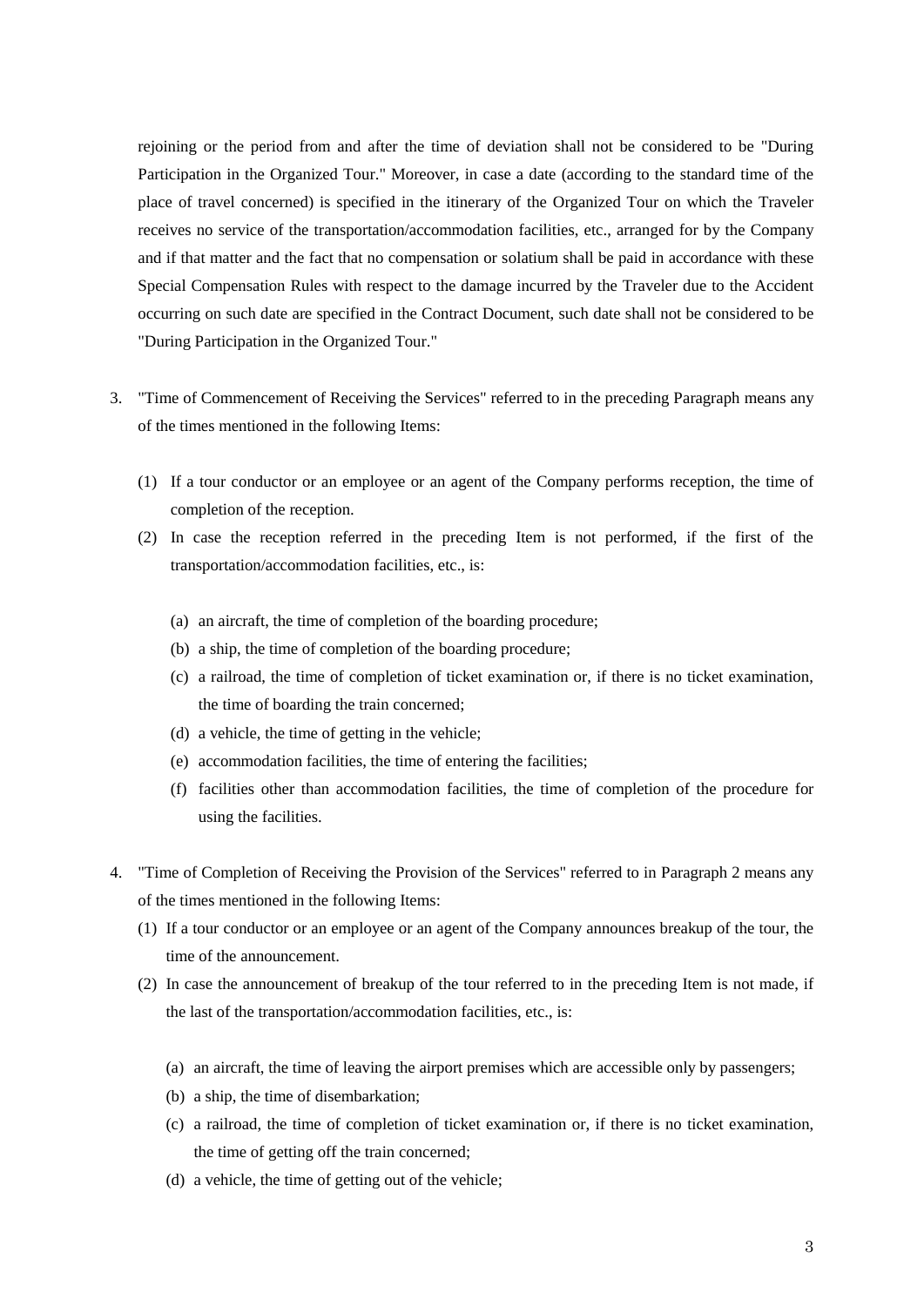rejoining or the period from and after the time of deviation shall not be considered to be "During Participation in the Organized Tour." Moreover, in case a date (according to the standard time of the place of travel concerned) is specified in the itinerary of the Organized Tour on which the Traveler receives no service of the transportation/accommodation facilities, etc., arranged for by the Company and if that matter and the fact that no compensation or solatium shall be paid in accordance with these Special Compensation Rules with respect to the damage incurred by the Traveler due to the Accident occurring on such date are specified in the Contract Document, such date shall not be considered to be "During Participation in the Organized Tour."

3. "Time of Commencement of Receiving the Services" referred to in the preceding Paragraph means any of the times mentioned in the following Items:

   (1) If a tour conductor or an employee or an agent of the Company performs reception, the time of completion of the reception.
   (2) In case the reception referred in the preceding Item is not performed, if the first of the transportation/accommodation facilities, etc., is:

      (a) an aircraft, the time of completion of the boarding procedure;
      (b) a ship, the time of completion of the boarding procedure;
      (c) a railroad, the time of completion of ticket examination or, if there is no ticket examination, the time of boarding the train concerned;
      (d) a vehicle, the time of getting in the vehicle;
      (e) accommodation facilities, the time of entering the facilities;
      (f) facilities other than accommodation facilities, the time of completion of the procedure for using the facilities.

4. "Time of Completion of Receiving the Provision of the Services" referred to in Paragraph 2 means any of the times mentioned in the following Items:
   (1) If a tour conductor or an employee or an agent of the Company announces breakup of the tour, the time of the announcement.
   (2) In case the announcement of breakup of the tour referred to in the preceding Item is not made, if the last of the transportation/accommodation facilities, etc., is:

      (a) an aircraft, the time of leaving the airport premises which are accessible only by passengers;
      (b) a ship, the time of disembarkation;
      (c) a railroad, the time of completion of ticket examination or, if there is no ticket examination, the time of getting off the train concerned;
      (d) a vehicle, the time of getting out of the vehicle;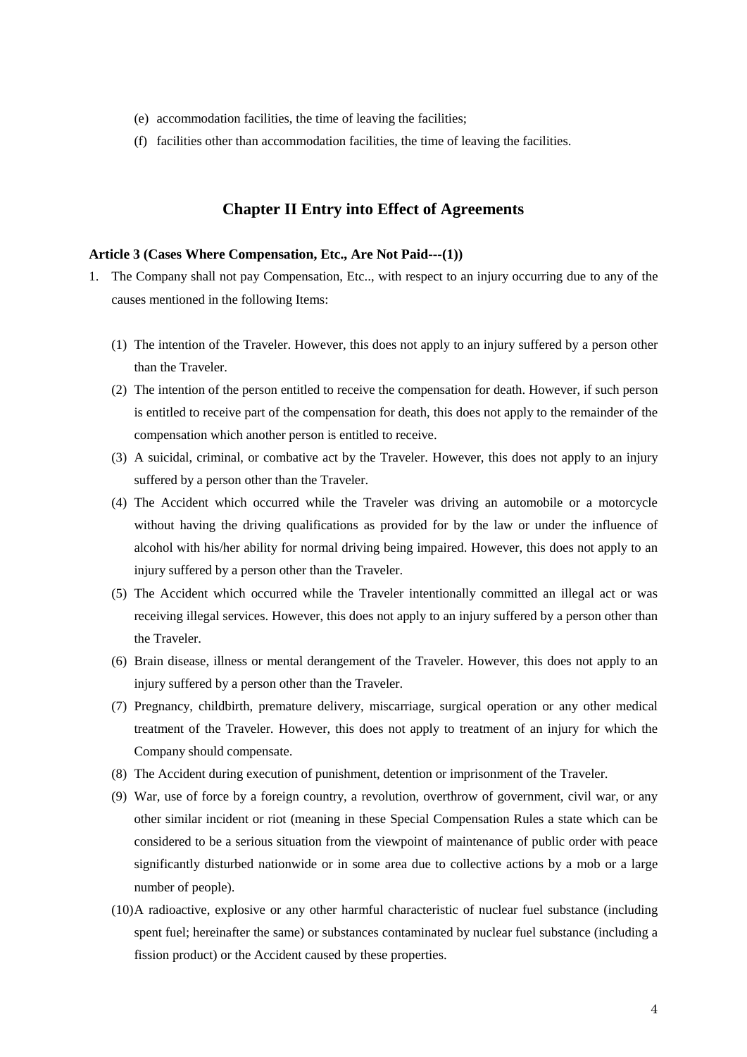(e) accommodation facilities, the time of leaving the facilities;

(f) facilities other than accommodation facilities, the time of leaving the facilities.

## Chapter II Entry into Effect of Agreements

**Article 3 (Cases Where Compensation, Etc., Are Not Paid---(1))**

1. The Company shall not pay Compensation, Etc.., with respect to an injury occurring due to any of the causes mentioned in the following Items:

   (1) The intention of the Traveler. However, this does not apply to an injury suffered by a person other than the Traveler.

   (2) The intention of the person entitled to receive the compensation for death. However, if such person is entitled to receive part of the compensation for death, this does not apply to the remainder of the compensation which another person is entitled to receive.

   (3) A suicidal, criminal, or combative act by the Traveler. However, this does not apply to an injury suffered by a person other than the Traveler.

   (4) The Accident which occurred while the Traveler was driving an automobile or a motorcycle without having the driving qualifications as provided for by the law or under the influence of alcohol with his/her ability for normal driving being impaired. However, this does not apply to an injury suffered by a person other than the Traveler.

   (5) The Accident which occurred while the Traveler intentionally committed an illegal act or was receiving illegal services. However, this does not apply to an injury suffered by a person other than the Traveler.

   (6) Brain disease, illness or mental derangement of the Traveler. However, this does not apply to an injury suffered by a person other than the Traveler.

   (7) Pregnancy, childbirth, premature delivery, miscarriage, surgical operation or any other medical treatment of the Traveler. However, this does not apply to treatment of an injury for which the Company should compensate.

   (8) The Accident during execution of punishment, detention or imprisonment of the Traveler.

   (9) War, use of force by a foreign country, a revolution, overthrow of government, civil war, or any other similar incident or riot (meaning in these Special Compensation Rules a state which can be considered to be a serious situation from the viewpoint of maintenance of public order with peace significantly disturbed nationwide or in some area due to collective actions by a mob or a large number of people).

   (10) A radioactive, explosive or any other harmful characteristic of nuclear fuel substance (including spent fuel; hereinafter the same) or substances contaminated by nuclear fuel substance (including a fission product) or the Accident caused by these properties.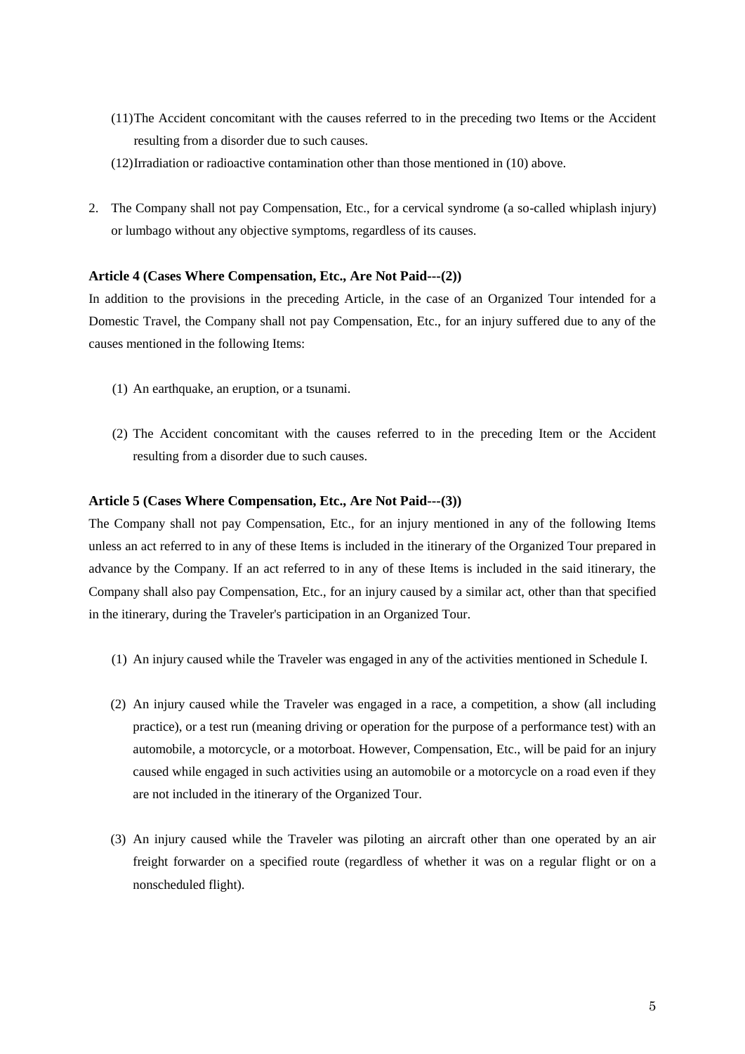(11) The Accident concomitant with the causes referred to in the preceding two Items or the Accident resulting from a disorder due to such causes.

(12) Irradiation or radioactive contamination other than those mentioned in (10) above.

2. The Company shall not pay Compensation, Etc., for a cervical syndrome (a so-called whiplash injury) or lumbago without any objective symptoms, regardless of its causes.

**Article 4 (Cases Where Compensation, Etc., Are Not Paid---(2))**

In addition to the provisions in the preceding Article, in the case of an Organized Tour intended for a Domestic Travel, the Company shall not pay Compensation, Etc., for an injury suffered due to any of the causes mentioned in the following Items:

(1) An earthquake, an eruption, or a tsunami.

(2) The Accident concomitant with the causes referred to in the preceding Item or the Accident resulting from a disorder due to such causes.

**Article 5 (Cases Where Compensation, Etc., Are Not Paid---(3))**

The Company shall not pay Compensation, Etc., for an injury mentioned in any of the following Items unless an act referred to in any of these Items is included in the itinerary of the Organized Tour prepared in advance by the Company. If an act referred to in any of these Items is included in the said itinerary, the Company shall also pay Compensation, Etc., for an injury caused by a similar act, other than that specified in the itinerary, during the Traveler's participation in an Organized Tour.

(1) An injury caused while the Traveler was engaged in any of the activities mentioned in Schedule I.

(2) An injury caused while the Traveler was engaged in a race, a competition, a show (all including practice), or a test run (meaning driving or operation for the purpose of a performance test) with an automobile, a motorcycle, or a motorboat. However, Compensation, Etc., will be paid for an injury caused while engaged in such activities using an automobile or a motorcycle on a road even if they are not included in the itinerary of the Organized Tour.

(3) An injury caused while the Traveler was piloting an aircraft other than one operated by an air freight forwarder on a specified route (regardless of whether it was on a regular flight or on a nonscheduled flight).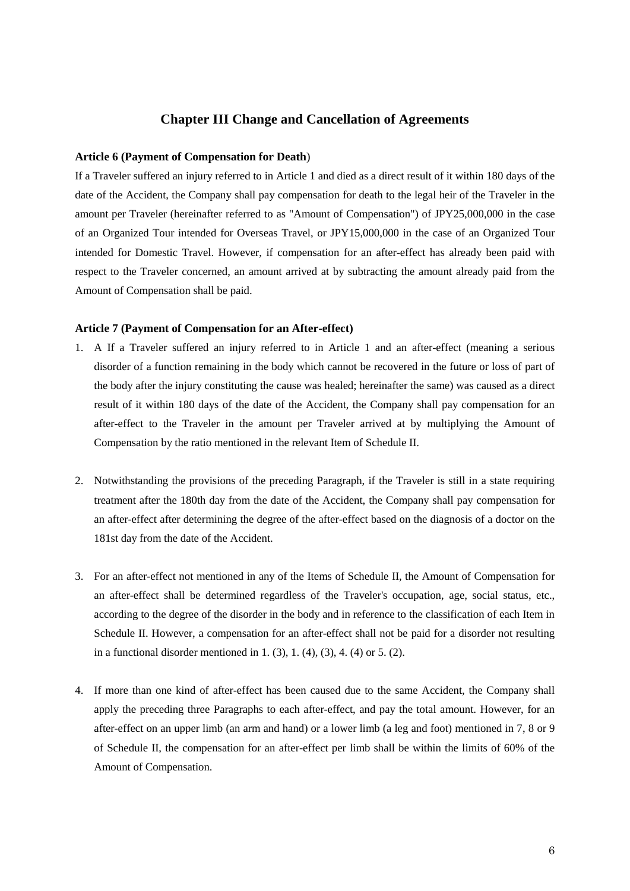## Chapter III Change and Cancellation of Agreements

**Article 6 (Payment of Compensation for Death**)

If a Traveler suffered an injury referred to in Article 1 and died as a direct result of it within 180 days of the date of the Accident, the Company shall pay compensation for death to the legal heir of the Traveler in the amount per Traveler (hereinafter referred to as "Amount of Compensation") of JPY25,000,000 in the case of an Organized Tour intended for Overseas Travel, or JPY15,000,000 in the case of an Organized Tour intended for Domestic Travel. However, if compensation for an after-effect has already been paid with respect to the Traveler concerned, an amount arrived at by subtracting the amount already paid from the Amount of Compensation shall be paid.

**Article 7 (Payment of Compensation for an After-effect)**

1. A If a Traveler suffered an injury referred to in Article 1 and an after-effect (meaning a serious disorder of a function remaining in the body which cannot be recovered in the future or loss of part of the body after the injury constituting the cause was healed; hereinafter the same) was caused as a direct result of it within 180 days of the date of the Accident, the Company shall pay compensation for an after-effect to the Traveler in the amount per Traveler arrived at by multiplying the Amount of Compensation by the ratio mentioned in the relevant Item of Schedule II.

2. Notwithstanding the provisions of the preceding Paragraph, if the Traveler is still in a state requiring treatment after the 180th day from the date of the Accident, the Company shall pay compensation for an after-effect after determining the degree of the after-effect based on the diagnosis of a doctor on the 181st day from the date of the Accident.

3. For an after-effect not mentioned in any of the Items of Schedule II, the Amount of Compensation for an after-effect shall be determined regardless of the Traveler's occupation, age, social status, etc., according to the degree of the disorder in the body and in reference to the classification of each Item in Schedule II. However, a compensation for an after-effect shall not be paid for a disorder not resulting in a functional disorder mentioned in 1. (3), 1. (4), (3), 4. (4) or 5. (2).

4. If more than one kind of after-effect has been caused due to the same Accident, the Company shall apply the preceding three Paragraphs to each after-effect, and pay the total amount. However, for an after-effect on an upper limb (an arm and hand) or a lower limb (a leg and foot) mentioned in 7, 8 or 9 of Schedule II, the compensation for an after-effect per limb shall be within the limits of 60% of the Amount of Compensation.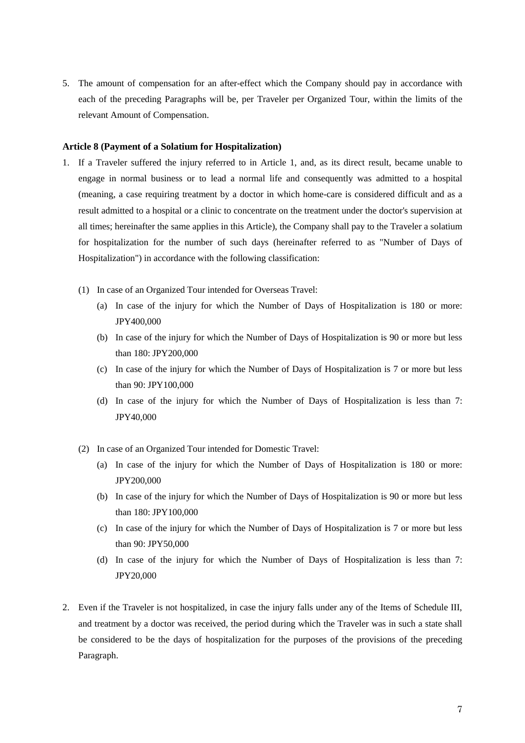5. The amount of compensation for an after-effect which the Company should pay in accordance with each of the preceding Paragraphs will be, per Traveler per Organized Tour, within the limits of the relevant Amount of Compensation.

**Article 8 (Payment of a Solatium for Hospitalization)**

1. If a Traveler suffered the injury referred to in Article 1, and, as its direct result, became unable to engage in normal business or to lead a normal life and consequently was admitted to a hospital (meaning, a case requiring treatment by a doctor in which home-care is considered difficult and as a result admitted to a hospital or a clinic to concentrate on the treatment under the doctor's supervision at all times; hereinafter the same applies in this Article), the Company shall pay to the Traveler a solatium for hospitalization for the number of such days (hereinafter referred to as "Number of Days of Hospitalization") in accordance with the following classification:

   (1) In case of an Organized Tour intended for Overseas Travel:

   - (a) In case of the injury for which the Number of Days of Hospitalization is 180 or more: JPY400,000
   - (b) In case of the injury for which the Number of Days of Hospitalization is 90 or more but less than 180: JPY200,000
   - (c) In case of the injury for which the Number of Days of Hospitalization is 7 or more but less than 90: JPY100,000
   - (d) In case of the injury for which the Number of Days of Hospitalization is less than 7: JPY40,000

   (2) In case of an Organized Tour intended for Domestic Travel:

   - (a) In case of the injury for which the Number of Days of Hospitalization is 180 or more: JPY200,000
   - (b) In case of the injury for which the Number of Days of Hospitalization is 90 or more but less than 180: JPY100,000
   - (c) In case of the injury for which the Number of Days of Hospitalization is 7 or more but less than 90: JPY50,000
   - (d) In case of the injury for which the Number of Days of Hospitalization is less than 7: JPY20,000

2. Even if the Traveler is not hospitalized, in case the injury falls under any of the Items of Schedule III, and treatment by a doctor was received, the period during which the Traveler was in such a state shall be considered to be the days of hospitalization for the purposes of the provisions of the preceding Paragraph.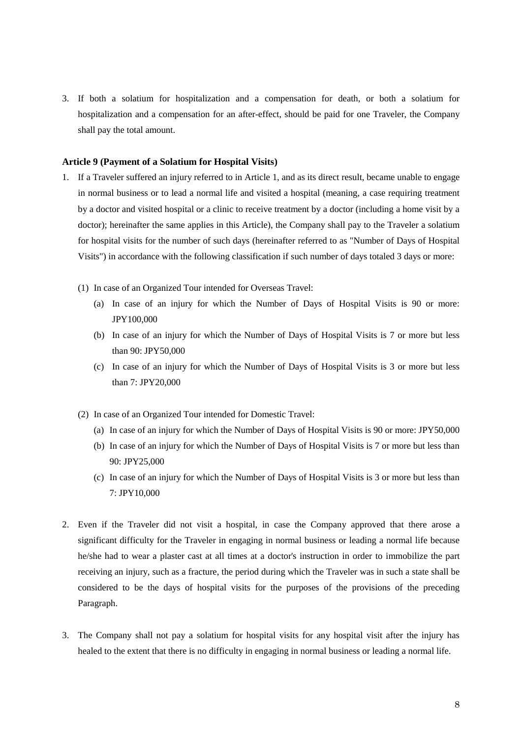3. If both a solatium for hospitalization and a compensation for death, or both a solatium for hospitalization and a compensation for an after-effect, should be paid for one Traveler, the Company shall pay the total amount.

**Article 9 (Payment of a Solatium for Hospital Visits)**

1. If a Traveler suffered an injury referred to in Article 1, and as its direct result, became unable to engage in normal business or to lead a normal life and visited a hospital (meaning, a case requiring treatment by a doctor and visited hospital or a clinic to receive treatment by a doctor (including a home visit by a doctor); hereinafter the same applies in this Article), the Company shall pay to the Traveler a solatium for hospital visits for the number of such days (hereinafter referred to as "Number of Days of Hospital Visits") in accordance with the following classification if such number of days totaled 3 days or more:

   (1) In case of an Organized Tour intended for Overseas Travel:

      (a) In case of an injury for which the Number of Days of Hospital Visits is 90 or more: JPY100,000

      (b) In case of an injury for which the Number of Days of Hospital Visits is 7 or more but less than 90: JPY50,000

      (c) In case of an injury for which the Number of Days of Hospital Visits is 3 or more but less than 7: JPY20,000

   (2) In case of an Organized Tour intended for Domestic Travel:

      (a) In case of an injury for which the Number of Days of Hospital Visits is 90 or more: JPY50,000

      (b) In case of an injury for which the Number of Days of Hospital Visits is 7 or more but less than 90: JPY25,000

      (c) In case of an injury for which the Number of Days of Hospital Visits is 3 or more but less than 7: JPY10,000

2. Even if the Traveler did not visit a hospital, in case the Company approved that there arose a significant difficulty for the Traveler in engaging in normal business or leading a normal life because he/she had to wear a plaster cast at all times at a doctor's instruction in order to immobilize the part receiving an injury, such as a fracture, the period during which the Traveler was in such a state shall be considered to be the days of hospital visits for the purposes of the provisions of the preceding Paragraph.

3. The Company shall not pay a solatium for hospital visits for any hospital visit after the injury has healed to the extent that there is no difficulty in engaging in normal business or leading a normal life.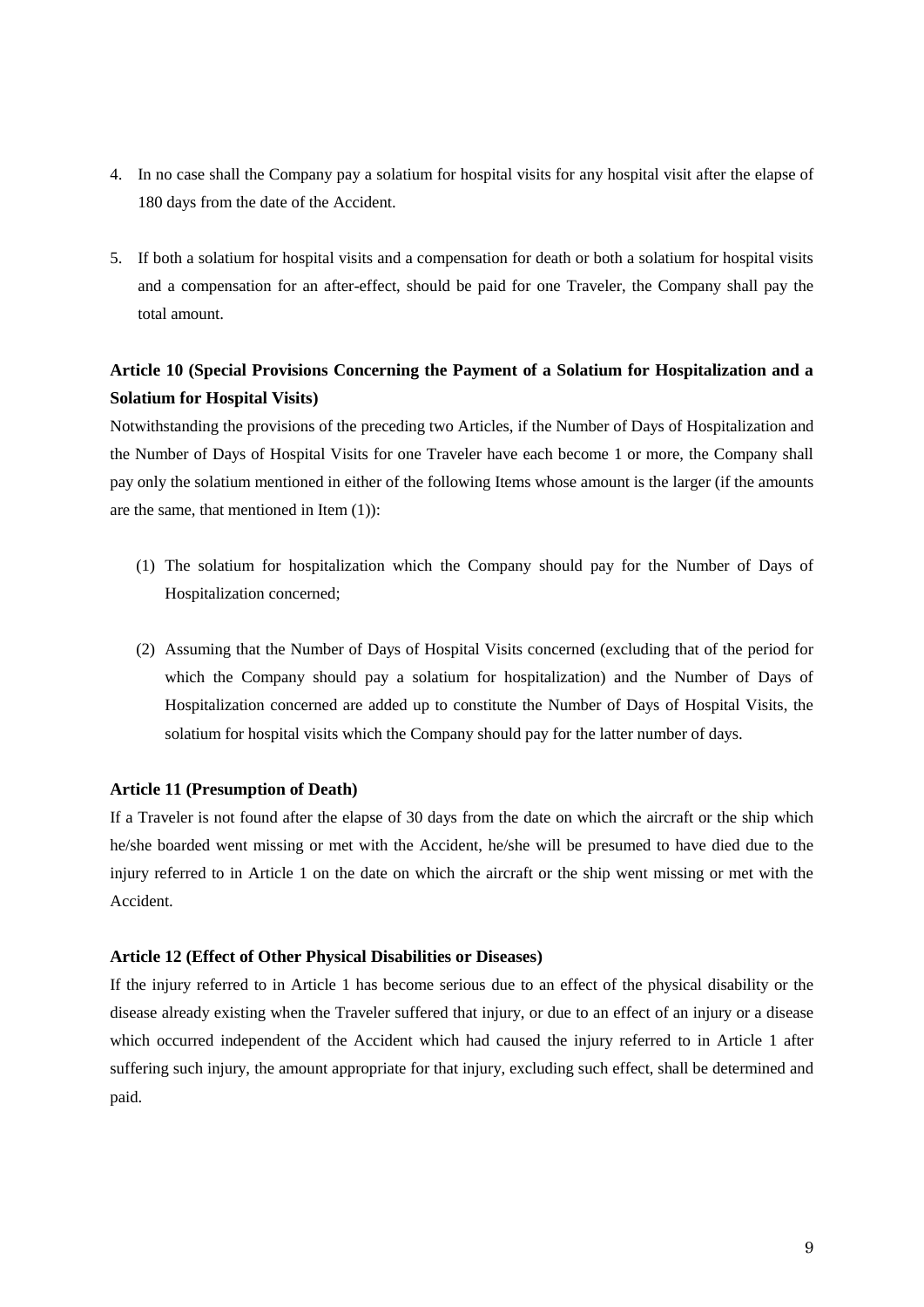4. In no case shall the Company pay a solatium for hospital visits for any hospital visit after the elapse of 180 days from the date of the Accident.

5. If both a solatium for hospital visits and a compensation for death or both a solatium for hospital visits and a compensation for an after-effect, should be paid for one Traveler, the Company shall pay the total amount.

**Article 10 (Special Provisions Concerning the Payment of a Solatium for Hospitalization and a Solatium for Hospital Visits)**

Notwithstanding the provisions of the preceding two Articles, if the Number of Days of Hospitalization and the Number of Days of Hospital Visits for one Traveler have each become 1 or more, the Company shall pay only the solatium mentioned in either of the following Items whose amount is the larger (if the amounts are the same, that mentioned in Item (1)):

(1) The solatium for hospitalization which the Company should pay for the Number of Days of Hospitalization concerned;

(2) Assuming that the Number of Days of Hospital Visits concerned (excluding that of the period for which the Company should pay a solatium for hospitalization) and the Number of Days of Hospitalization concerned are added up to constitute the Number of Days of Hospital Visits, the solatium for hospital visits which the Company should pay for the latter number of days.

**Article 11 (Presumption of Death)**

If a Traveler is not found after the elapse of 30 days from the date on which the aircraft or the ship which he/she boarded went missing or met with the Accident, he/she will be presumed to have died due to the injury referred to in Article 1 on the date on which the aircraft or the ship went missing or met with the Accident.

**Article 12 (Effect of Other Physical Disabilities or Diseases)**

If the injury referred to in Article 1 has become serious due to an effect of the physical disability or the disease already existing when the Traveler suffered that injury, or due to an effect of an injury or a disease which occurred independent of the Accident which had caused the injury referred to in Article 1 after suffering such injury, the amount appropriate for that injury, excluding such effect, shall be determined and paid.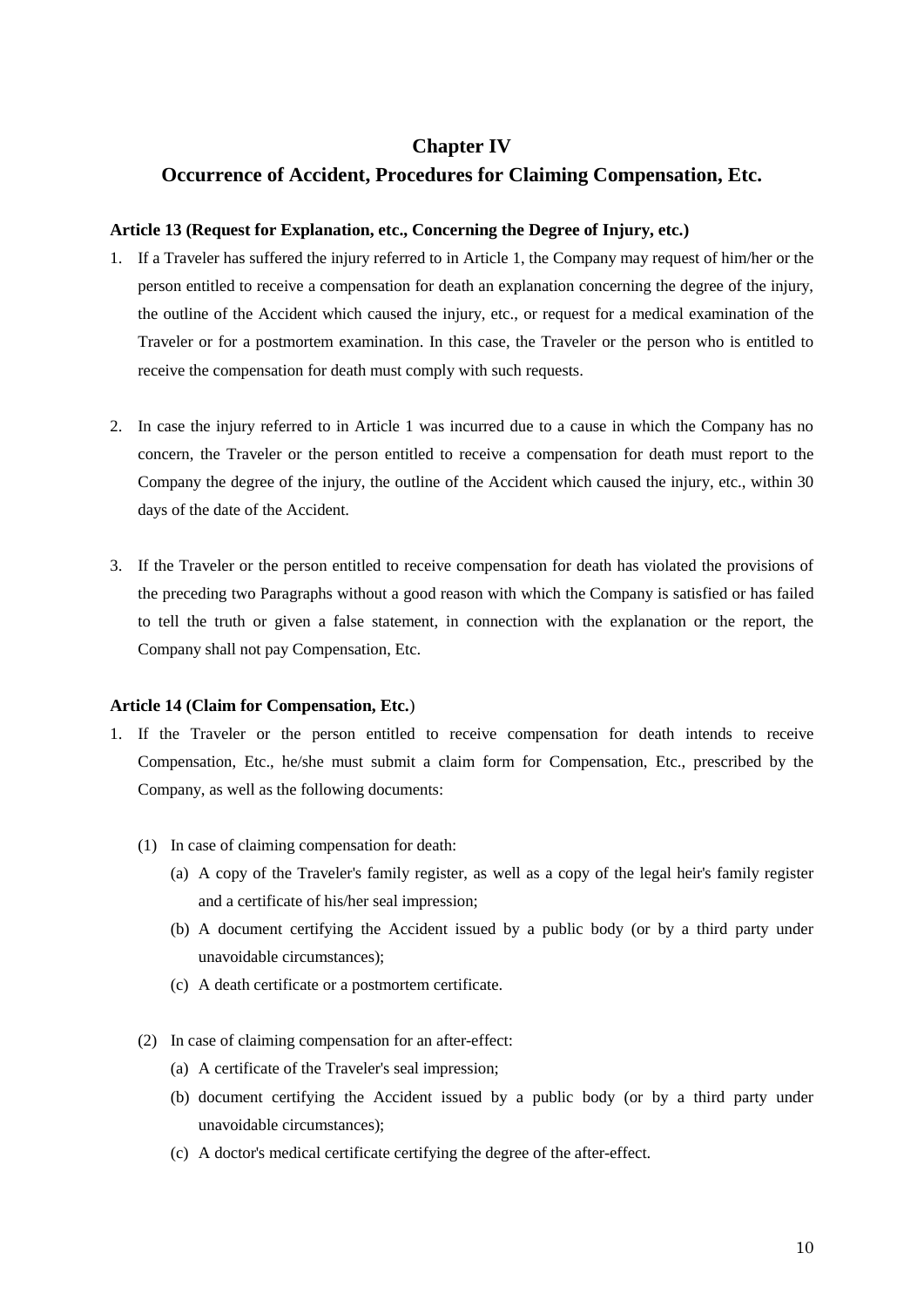## Chapter IV
## Occurrence of Accident, Procedures for Claiming Compensation, Etc.

**Article 13 (Request for Explanation, etc., Concerning the Degree of Injury, etc.)**

1. If a Traveler has suffered the injury referred to in Article 1, the Company may request of him/her or the person entitled to receive a compensation for death an explanation concerning the degree of the injury, the outline of the Accident which caused the injury, etc., or request for a medical examination of the Traveler or for a postmortem examination. In this case, the Traveler or the person who is entitled to receive the compensation for death must comply with such requests.

2. In case the injury referred to in Article 1 was incurred due to a cause in which the Company has no concern, the Traveler or the person entitled to receive a compensation for death must report to the Company the degree of the injury, the outline of the Accident which caused the injury, etc., within 30 days of the date of the Accident.

3. If the Traveler or the person entitled to receive compensation for death has violated the provisions of the preceding two Paragraphs without a good reason with which the Company is satisfied or has failed to tell the truth or given a false statement, in connection with the explanation or the report, the Company shall not pay Compensation, Etc.

**Article 14 (Claim for Compensation, Etc.)**

1. If the Traveler or the person entitled to receive compensation for death intends to receive Compensation, Etc., he/she must submit a claim form for Compensation, Etc., prescribed by the Company, as well as the following documents:

   (1) In case of claiming compensation for death:
   - (a) A copy of the Traveler's family register, as well as a copy of the legal heir's family register and a certificate of his/her seal impression;
   - (b) A document certifying the Accident issued by a public body (or by a third party under unavoidable circumstances);
   - (c) A death certificate or a postmortem certificate.

   (2) In case of claiming compensation for an after-effect:
   - (a) A certificate of the Traveler's seal impression;
   - (b) document certifying the Accident issued by a public body (or by a third party under unavoidable circumstances);
   - (c) A doctor's medical certificate certifying the degree of the after-effect.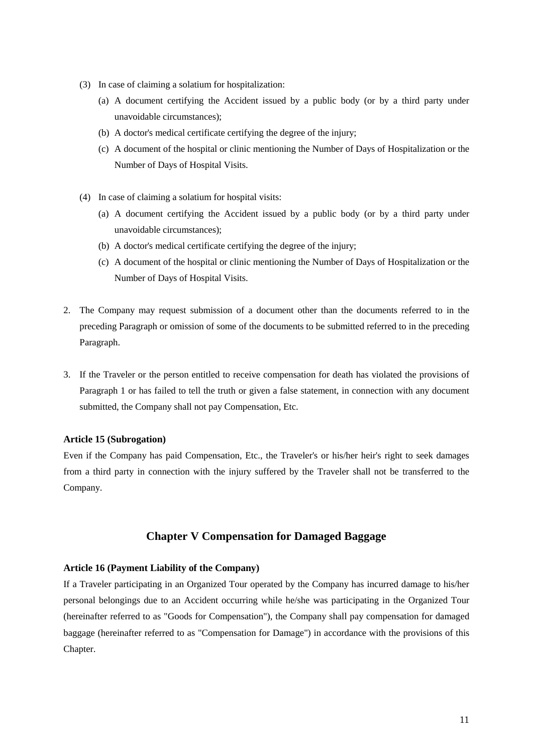(3) In case of claiming a solatium for hospitalization:

   (a) A document certifying the Accident issued by a public body (or by a third party under unavoidable circumstances);

   (b) A doctor's medical certificate certifying the degree of the injury;

   (c) A document of the hospital or clinic mentioning the Number of Days of Hospitalization or the Number of Days of Hospital Visits.

(4) In case of claiming a solatium for hospital visits:

   (a) A document certifying the Accident issued by a public body (or by a third party under unavoidable circumstances);

   (b) A doctor's medical certificate certifying the degree of the injury;

   (c) A document of the hospital or clinic mentioning the Number of Days of Hospitalization or the Number of Days of Hospital Visits.

2. The Company may request submission of a document other than the documents referred to in the preceding Paragraph or omission of some of the documents to be submitted referred to in the preceding Paragraph.

3. If the Traveler or the person entitled to receive compensation for death has violated the provisions of Paragraph 1 or has failed to tell the truth or given a false statement, in connection with any document submitted, the Company shall not pay Compensation, Etc.

**Article 15 (Subrogation)**

Even if the Company has paid Compensation, Etc., the Traveler's or his/her heir's right to seek damages from a third party in connection with the injury suffered by the Traveler shall not be transferred to the Company.

## Chapter V Compensation for Damaged Baggage

**Article 16 (Payment Liability of the Company)**

If a Traveler participating in an Organized Tour operated by the Company has incurred damage to his/her personal belongings due to an Accident occurring while he/she was participating in the Organized Tour (hereinafter referred to as "Goods for Compensation"), the Company shall pay compensation for damaged baggage (hereinafter referred to as "Compensation for Damage") in accordance with the provisions of this Chapter.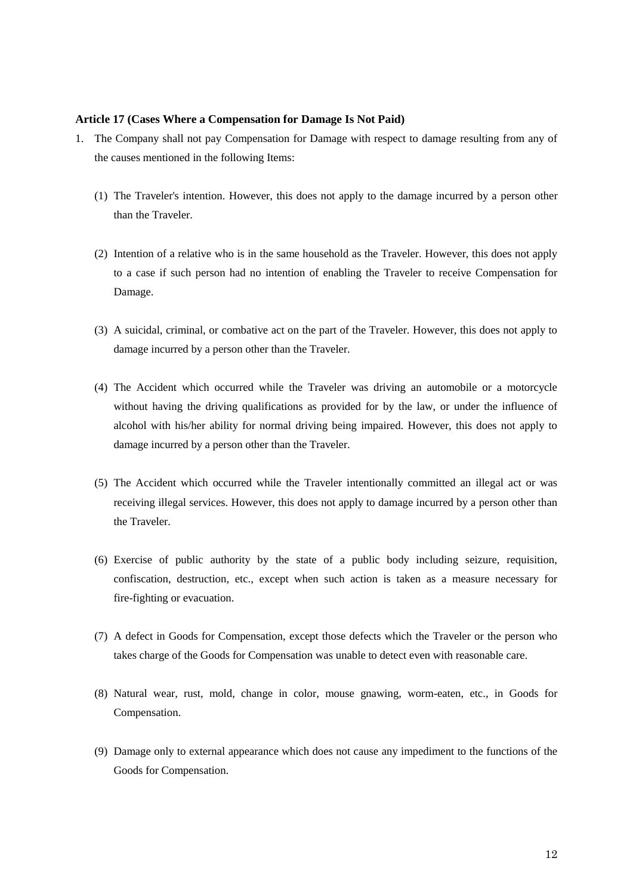### Article 17 (Cases Where a Compensation for Damage Is Not Paid)

1. The Company shall not pay Compensation for Damage with respect to damage resulting from any of the causes mentioned in the following Items:

   (1) The Traveler's intention. However, this does not apply to the damage incurred by a person other than the Traveler.

   (2) Intention of a relative who is in the same household as the Traveler. However, this does not apply to a case if such person had no intention of enabling the Traveler to receive Compensation for Damage.

   (3) A suicidal, criminal, or combative act on the part of the Traveler. However, this does not apply to damage incurred by a person other than the Traveler.

   (4) The Accident which occurred while the Traveler was driving an automobile or a motorcycle without having the driving qualifications as provided for by the law, or under the influence of alcohol with his/her ability for normal driving being impaired. However, this does not apply to damage incurred by a person other than the Traveler.

   (5) The Accident which occurred while the Traveler intentionally committed an illegal act or was receiving illegal services. However, this does not apply to damage incurred by a person other than the Traveler.

   (6) Exercise of public authority by the state of a public body including seizure, requisition, confiscation, destruction, etc., except when such action is taken as a measure necessary for fire-fighting or evacuation.

   (7) A defect in Goods for Compensation, except those defects which the Traveler or the person who takes charge of the Goods for Compensation was unable to detect even with reasonable care.

   (8) Natural wear, rust, mold, change in color, mouse gnawing, worm-eaten, etc., in Goods for Compensation.

   (9) Damage only to external appearance which does not cause any impediment to the functions of the Goods for Compensation.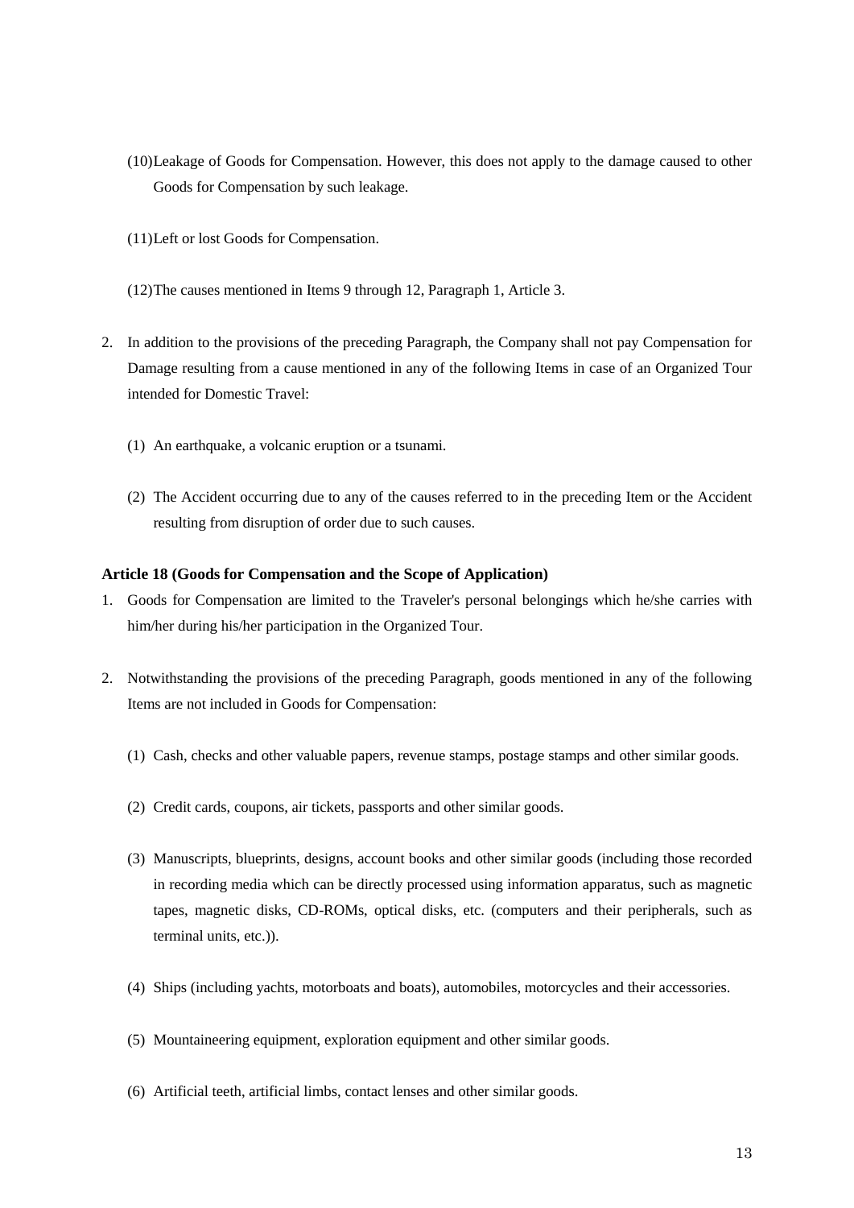(10) Leakage of Goods for Compensation. However, this does not apply to the damage caused to other Goods for Compensation by such leakage.

(11) Left or lost Goods for Compensation.

(12) The causes mentioned in Items 9 through 12, Paragraph 1, Article 3.

2. In addition to the provisions of the preceding Paragraph, the Company shall not pay Compensation for Damage resulting from a cause mentioned in any of the following Items in case of an Organized Tour intended for Domestic Travel:

   (1) An earthquake, a volcanic eruption or a tsunami.

   (2) The Accident occurring due to any of the causes referred to in the preceding Item or the Accident resulting from disruption of order due to such causes.

**Article 18 (Goods for Compensation and the Scope of Application)**

1. Goods for Compensation are limited to the Traveler's personal belongings which he/she carries with him/her during his/her participation in the Organized Tour.

2. Notwithstanding the provisions of the preceding Paragraph, goods mentioned in any of the following Items are not included in Goods for Compensation:

   (1) Cash, checks and other valuable papers, revenue stamps, postage stamps and other similar goods.

   (2) Credit cards, coupons, air tickets, passports and other similar goods.

   (3) Manuscripts, blueprints, designs, account books and other similar goods (including those recorded in recording media which can be directly processed using information apparatus, such as magnetic tapes, magnetic disks, CD-ROMs, optical disks, etc. (computers and their peripherals, such as terminal units, etc.)).

   (4) Ships (including yachts, motorboats and boats), automobiles, motorcycles and their accessories.

   (5) Mountaineering equipment, exploration equipment and other similar goods.

   (6) Artificial teeth, artificial limbs, contact lenses and other similar goods.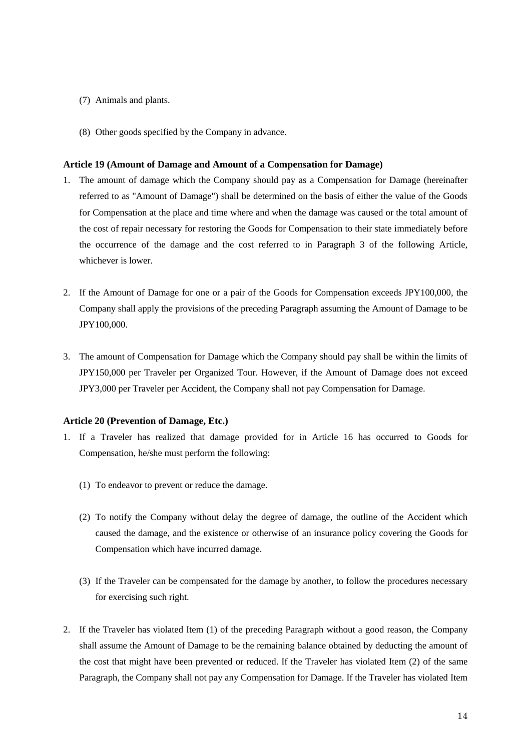(7) Animals and plants.

(8) Other goods specified by the Company in advance.

**Article 19 (Amount of Damage and Amount of a Compensation for Damage)**

1. The amount of damage which the Company should pay as a Compensation for Damage (hereinafter referred to as "Amount of Damage") shall be determined on the basis of either the value of the Goods for Compensation at the place and time where and when the damage was caused or the total amount of the cost of repair necessary for restoring the Goods for Compensation to their state immediately before the occurrence of the damage and the cost referred to in Paragraph 3 of the following Article, whichever is lower.

2. If the Amount of Damage for one or a pair of the Goods for Compensation exceeds JPY100,000, the Company shall apply the provisions of the preceding Paragraph assuming the Amount of Damage to be JPY100,000.

3. The amount of Compensation for Damage which the Company should pay shall be within the limits of JPY150,000 per Traveler per Organized Tour. However, if the Amount of Damage does not exceed JPY3,000 per Traveler per Accident, the Company shall not pay Compensation for Damage.

**Article 20 (Prevention of Damage, Etc.)**

1. If a Traveler has realized that damage provided for in Article 16 has occurred to Goods for Compensation, he/she must perform the following:

   (1) To endeavor to prevent or reduce the damage.

   (2) To notify the Company without delay the degree of damage, the outline of the Accident which caused the damage, and the existence or otherwise of an insurance policy covering the Goods for Compensation which have incurred damage.

   (3) If the Traveler can be compensated for the damage by another, to follow the procedures necessary for exercising such right.

2. If the Traveler has violated Item (1) of the preceding Paragraph without a good reason, the Company shall assume the Amount of Damage to be the remaining balance obtained by deducting the amount of the cost that might have been prevented or reduced. If the Traveler has violated Item (2) of the same Paragraph, the Company shall not pay any Compensation for Damage. If the Traveler has violated Item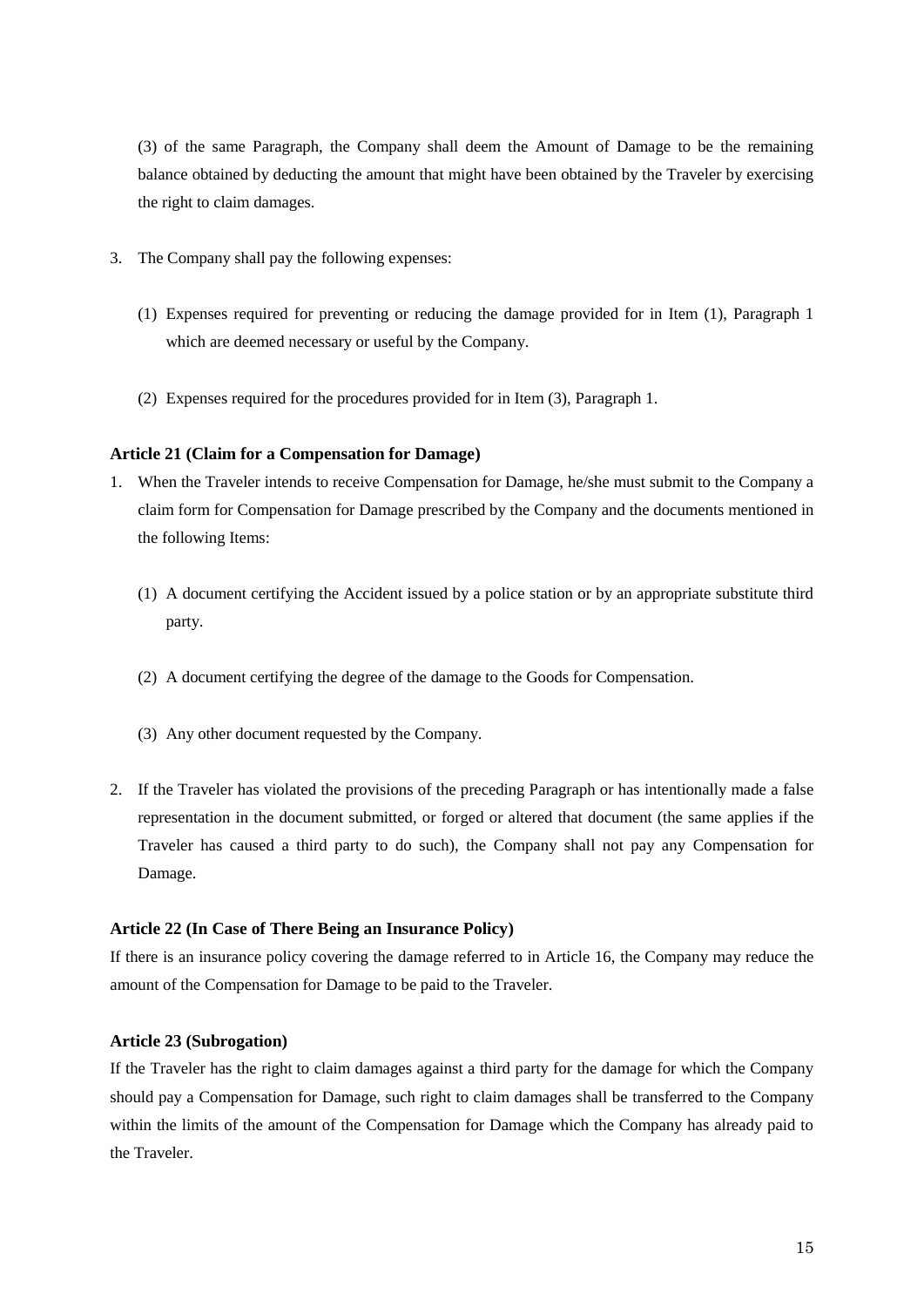(3) of the same Paragraph, the Company shall deem the Amount of Damage to be the remaining balance obtained by deducting the amount that might have been obtained by the Traveler by exercising the right to claim damages.

3. The Company shall pay the following expenses:

   (1) Expenses required for preventing or reducing the damage provided for in Item (1), Paragraph 1 which are deemed necessary or useful by the Company.

   (2) Expenses required for the procedures provided for in Item (3), Paragraph 1.

**Article 21 (Claim for a Compensation for Damage)**

1. When the Traveler intends to receive Compensation for Damage, he/she must submit to the Company a claim form for Compensation for Damage prescribed by the Company and the documents mentioned in the following Items:

   (1) A document certifying the Accident issued by a police station or by an appropriate substitute third party.

   (2) A document certifying the degree of the damage to the Goods for Compensation.

   (3) Any other document requested by the Company.

2. If the Traveler has violated the provisions of the preceding Paragraph or has intentionally made a false representation in the document submitted, or forged or altered that document (the same applies if the Traveler has caused a third party to do such), the Company shall not pay any Compensation for Damage.

**Article 22 (In Case of There Being an Insurance Policy)**

If there is an insurance policy covering the damage referred to in Article 16, the Company may reduce the amount of the Compensation for Damage to be paid to the Traveler.

**Article 23 (Subrogation)**

If the Traveler has the right to claim damages against a third party for the damage for which the Company should pay a Compensation for Damage, such right to claim damages shall be transferred to the Company within the limits of the amount of the Compensation for Damage which the Company has already paid to the Traveler.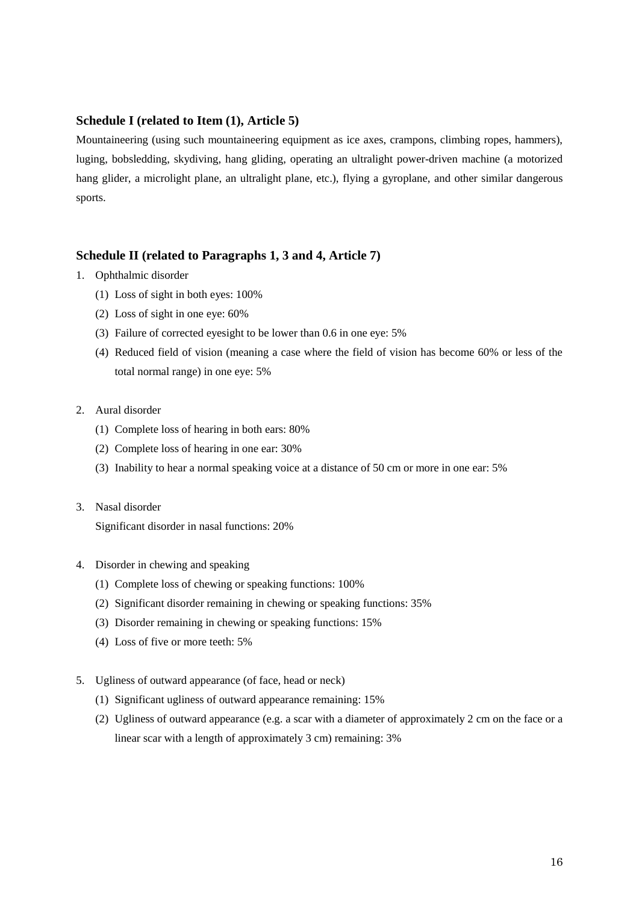## Schedule I (related to Item (1), Article 5)

Mountaineering (using such mountaineering equipment as ice axes, crampons, climbing ropes, hammers), luging, bobsledding, skydiving, hang gliding, operating an ultralight power-driven machine (a motorized hang glider, a microlight plane, an ultralight plane, etc.), flying a gyroplane, and other similar dangerous sports.

## Schedule II (related to Paragraphs 1, 3 and 4, Article 7)

1. Ophthalmic disorder
   (1) Loss of sight in both eyes: 100%
   (2) Loss of sight in one eye: 60%
   (3) Failure of corrected eyesight to be lower than 0.6 in one eye: 5%
   (4) Reduced field of vision (meaning a case where the field of vision has become 60% or less of the total normal range) in one eye: 5%

2. Aural disorder
   (1) Complete loss of hearing in both ears: 80%
   (2) Complete loss of hearing in one ear: 30%
   (3) Inability to hear a normal speaking voice at a distance of 50 cm or more in one ear: 5%

3. Nasal disorder
   Significant disorder in nasal functions: 20%

4. Disorder in chewing and speaking
   (1) Complete loss of chewing or speaking functions: 100%
   (2) Significant disorder remaining in chewing or speaking functions: 35%
   (3) Disorder remaining in chewing or speaking functions: 15%
   (4) Loss of five or more teeth: 5%

5. Ugliness of outward appearance (of face, head or neck)
   (1) Significant ugliness of outward appearance remaining: 15%
   (2) Ugliness of outward appearance (e.g. a scar with a diameter of approximately 2 cm on the face or a linear scar with a length of approximately 3 cm) remaining: 3%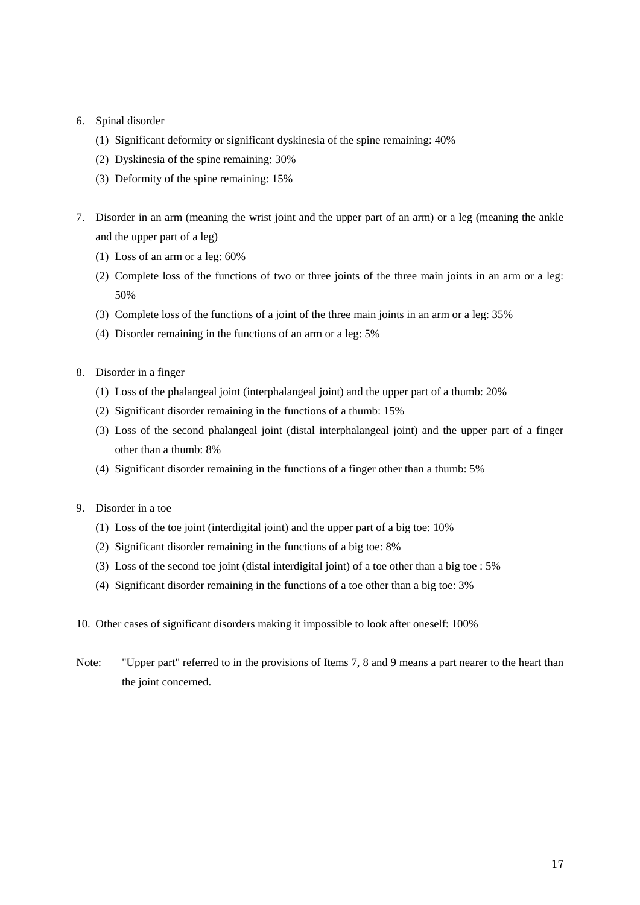6. Spinal disorder
   (1) Significant deformity or significant dyskinesia of the spine remaining: 40%
   (2) Dyskinesia of the spine remaining: 30%
   (3) Deformity of the spine remaining: 15%

7. Disorder in an arm (meaning the wrist joint and the upper part of an arm) or a leg (meaning the ankle and the upper part of a leg)
   (1) Loss of an arm or a leg: 60%
   (2) Complete loss of the functions of two or three joints of the three main joints in an arm or a leg: 50%
   (3) Complete loss of the functions of a joint of the three main joints in an arm or a leg: 35%
   (4) Disorder remaining in the functions of an arm or a leg: 5%

8. Disorder in a finger
   (1) Loss of the phalangeal joint (interphalangeal joint) and the upper part of a thumb: 20%
   (2) Significant disorder remaining in the functions of a thumb: 15%
   (3) Loss of the second phalangeal joint (distal interphalangeal joint) and the upper part of a finger other than a thumb: 8%
   (4) Significant disorder remaining in the functions of a finger other than a thumb: 5%

9. Disorder in a toe
   (1) Loss of the toe joint (interdigital joint) and the upper part of a big toe: 10%
   (2) Significant disorder remaining in the functions of a big toe: 8%
   (3) Loss of the second toe joint (distal interdigital joint) of a toe other than a big toe : 5%
   (4) Significant disorder remaining in the functions of a toe other than a big toe: 3%

10. Other cases of significant disorders making it impossible to look after oneself: 100%

Note: "Upper part" referred to in the provisions of Items 7, 8 and 9 means a part nearer to the heart than the joint concerned.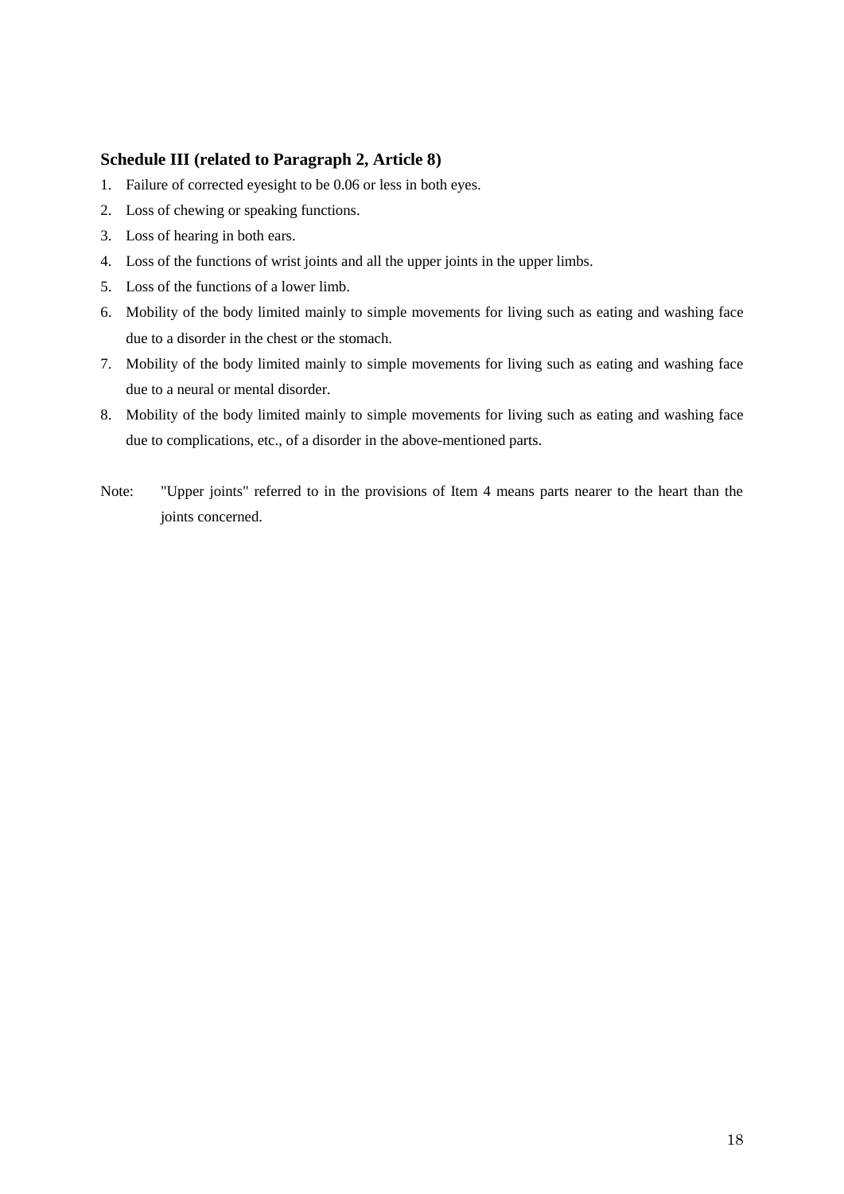### Schedule III (related to Paragraph 2, Article 8)

1. Failure of corrected eyesight to be 0.06 or less in both eyes.
2. Loss of chewing or speaking functions.
3. Loss of hearing in both ears.
4. Loss of the functions of wrist joints and all the upper joints in the upper limbs.
5. Loss of the functions of a lower limb.
6. Mobility of the body limited mainly to simple movements for living such as eating and washing face due to a disorder in the chest or the stomach.
7. Mobility of the body limited mainly to simple movements for living such as eating and washing face due to a neural or mental disorder.
8. Mobility of the body limited mainly to simple movements for living such as eating and washing face due to complications, etc., of a disorder in the above-mentioned parts.

Note: "Upper joints" referred to in the provisions of Item 4 means parts nearer to the heart than the joints concerned.